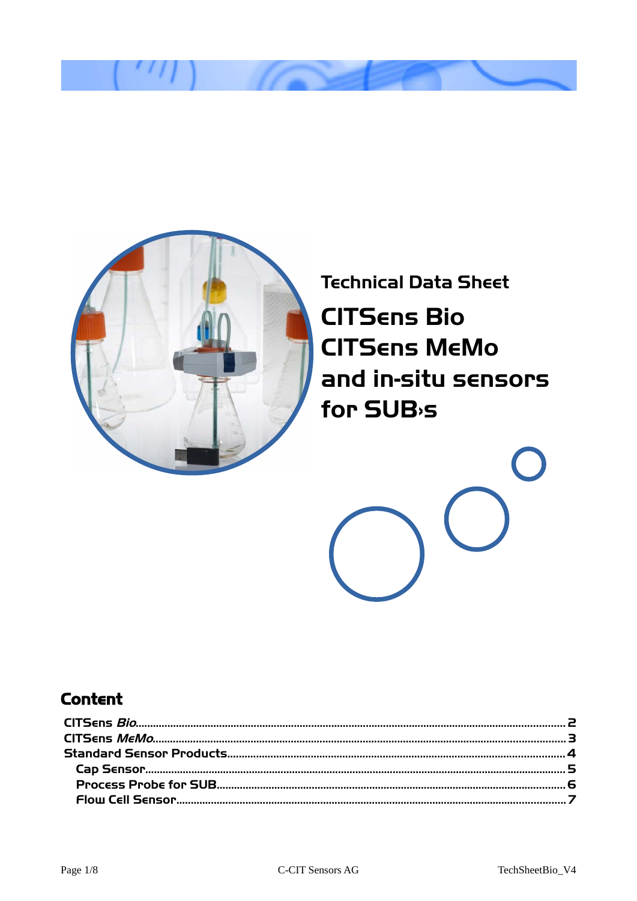Technical Data Sheet

# CITSens Bio
# CITSens MeMo
# and in-situ sensors for SUB›s

## Content

CITSens *Bio*.......................................................................................................................2
CITSens *MeMo*...................................................................................................................3
Standard Sensor Products......................................................................................................4
  Cap Sensor.........................................................................................................................5
  Process Probe for SUB........................................................................................................6
  Flow Cell Sensor.................................................................................................................7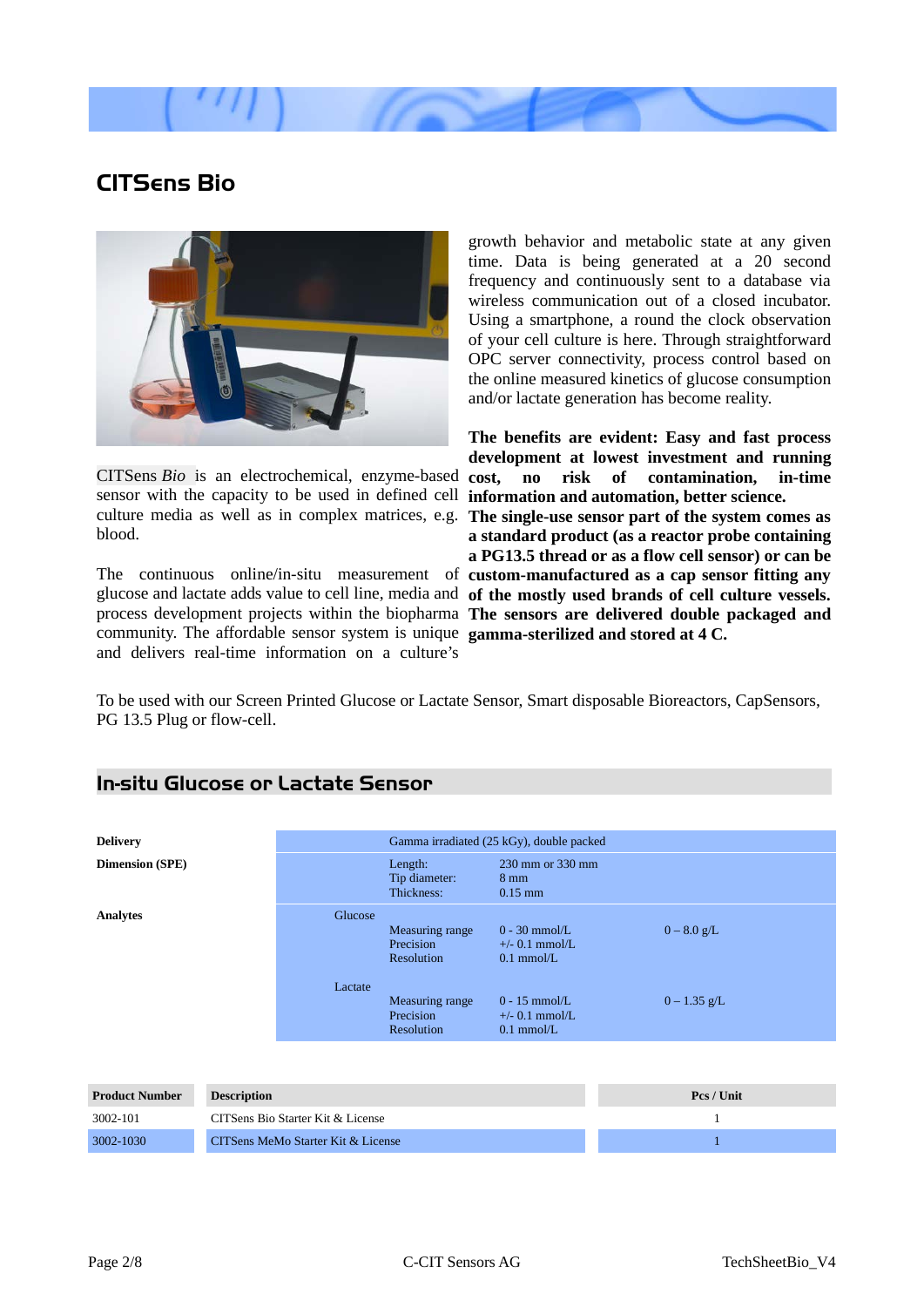# CITSens Bio

CITSens *Bio* is an electrochemical, enzyme-based sensor with the capacity to be used in defined cell culture media as well as in complex matrices, e.g. blood.

The continuous online/in-situ measurement of glucose and lactate adds value to cell line, media and process development projects within the biopharma community. The affordable sensor system is unique and delivers real-time information on a culture's growth behavior and metabolic state at any given time. Data is being generated at a 20 second frequency and continuously sent to a database via wireless communication out of a closed incubator. Using a smartphone, a round the clock observation of your cell culture is here. Through straightforward OPC server connectivity, process control based on the online measured kinetics of glucose consumption and/or lactate generation has become reality.

**The benefits are evident: Easy and fast process development at lowest investment and running cost, no risk of contamination, in-time information and automation, better science. The single-use sensor part of the system comes as a standard product (as a reactor probe containing a PG13.5 thread or as a flow cell sensor) or can be custom-manufactured as a cap sensor fitting any of the mostly used brands of cell culture vessels. The sensors are delivered double packaged and gamma-sterilized and stored at 4 C.**

To be used with our Screen Printed Glucose or Lactate Sensor, Smart disposable Bioreactors, CapSensors, PG 13.5 Plug or flow-cell.

## In-situ Glucose or Lactate Sensor

| | | | | |
|---|---|---|---|---|
| **Delivery** | | Gamma irradiated (25 kGy), double packed | | |
| **Dimension (SPE)** | | Length:<br>Tip diameter:<br>Thickness: | 230 mm or 330 mm<br>8 mm<br>0.15 mm | |
| **Analytes** | Glucose | Measuring range<br>Precision<br>Resolution | 0 - 30 mmol/L<br>+/- 0.1 mmol/L<br>0.1 mmol/L | 0 – 8.0 g/L |
| | Lactate | Measuring range<br>Precision<br>Resolution | 0 - 15 mmol/L<br>+/- 0.1 mmol/L<br>0.1 mmol/L | 0 – 1.35 g/L |

| Product Number | Description | Pcs / Unit |
|---|---|---|
| 3002-101 | CITSens Bio Starter Kit & License | 1 |
| 3002-1030 | CITSens MeMo Starter Kit & License | 1 |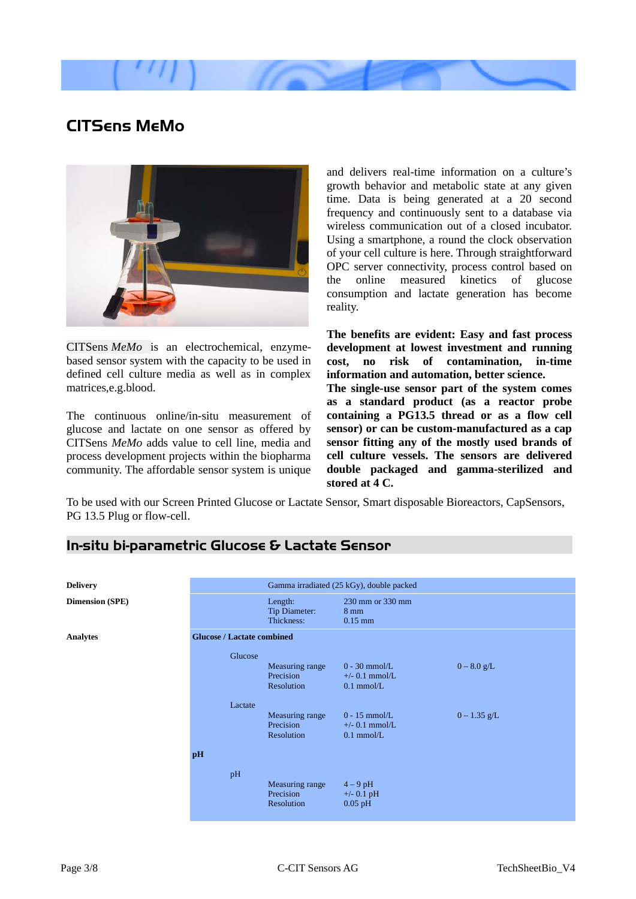# CITSens MeMo

CITSens *MeMo* is an electrochemical, enzyme-based sensor system with the capacity to be used in defined cell culture media as well as in complex matrices,e.g.blood.

The continuous online/in-situ measurement of glucose and lactate on one sensor as offered by CITSens *MeMo* adds value to cell line, media and process development projects within the biopharma community. The affordable sensor system is unique and delivers real-time information on a culture's growth behavior and metabolic state at any given time. Data is being generated at a 20 second frequency and continuously sent to a database via wireless communication out of a closed incubator. Using a smartphone, a round the clock observation of your cell culture is here. Through straightforward OPC server connectivity, process control based on the online measured kinetics of glucose consumption and lactate generation has become reality.

**The benefits are evident: Easy and fast process development at lowest investment and running cost, no risk of contamination, in-time information and automation, better science.**
**The single-use sensor part of the system comes as a standard product (as a reactor probe containing a PG13.5 thread or as a flow cell sensor) or can be custom-manufactured as a cap sensor fitting any of the mostly used brands of cell culture vessels. The sensors are delivered double packaged and gamma-sterilized and stored at 4 C.**

To be used with our Screen Printed Glucose or Lactate Sensor, Smart disposable Bioreactors, CapSensors, PG 13.5 Plug or flow-cell.

## In-situ bi-parametric Glucose & Lactate Sensor

| | | | | |
|---|---|---|---|---|
| **Delivery** | | Gamma irradiated (25 kGy), double packed | | |
| **Dimension (SPE)** | | Length:<br>Tip Diameter:<br>Thickness: | 230 mm or 330 mm<br>8 mm<br>0.15 mm | |
| **Analytes** | **Glucose / Lactate combined** | | | |
| | Glucose | Measuring range<br>Precision<br>Resolution | 0 - 30 mmol/L<br>+/- 0.1 mmol/L<br>0.1 mmol/L | 0 – 8.0 g/L |
| | Lactate | Measuring range<br>Precision<br>Resolution | 0 - 15 mmol/L<br>+/- 0.1 mmol/L<br>0.1 mmol/L | 0 – 1.35 g/L |
| | **pH** | | | |
| | pH | Measuring range<br>Precision<br>Resolution | 4 – 9 pH<br>+/- 0.1 pH<br>0.05 pH | |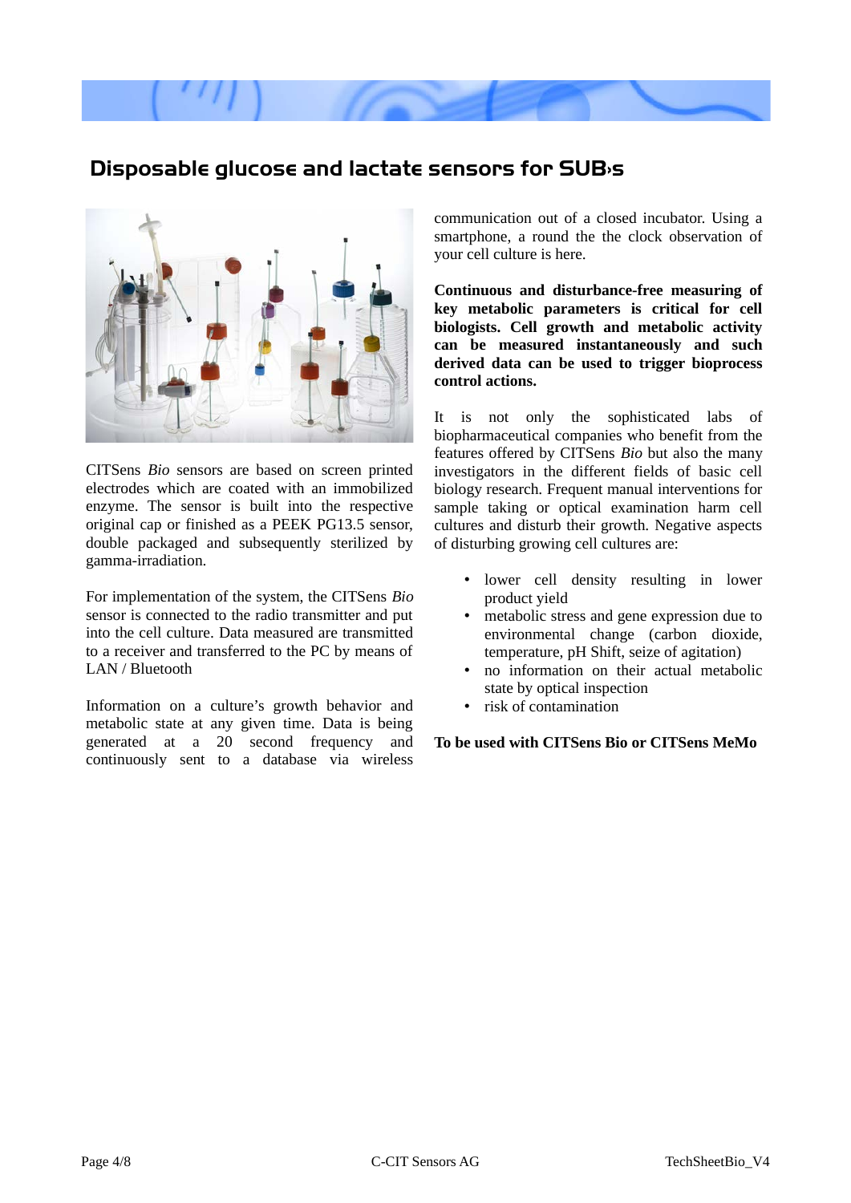# Disposable glucose and lactate sensors for SUB›s

CITSens *Bio* sensors are based on screen printed electrodes which are coated with an immobilized enzyme. The sensor is built into the respective original cap or finished as a PEEK PG13.5 sensor, double packaged and subsequently sterilized by gamma-irradiation.

For implementation of the system, the CITSens *Bio* sensor is connected to the radio transmitter and put into the cell culture. Data measured are transmitted to a receiver and transferred to the PC by means of LAN / Bluetooth

Information on a culture's growth behavior and metabolic state at any given time. Data is being generated at a 20 second frequency and continuously sent to a database via wireless communication out of a closed incubator. Using a smartphone, a round the the clock observation of your cell culture is here.

**Continuous and disturbance-free measuring of key metabolic parameters is critical for cell biologists. Cell growth and metabolic activity can be measured instantaneously and such derived data can be used to trigger bioprocess control actions.**

It is not only the sophisticated labs of biopharmaceutical companies who benefit from the features offered by CITSens *Bio* but also the many investigators in the different fields of basic cell biology research. Frequent manual interventions for sample taking or optical examination harm cell cultures and disturb their growth. Negative aspects of disturbing growing cell cultures are:

- lower cell density resulting in lower product yield
- metabolic stress and gene expression due to environmental change (carbon dioxide, temperature, pH Shift, seize of agitation)
- no information on their actual metabolic state by optical inspection
- risk of contamination

**To be used with CITSens Bio or CITSens MeMo**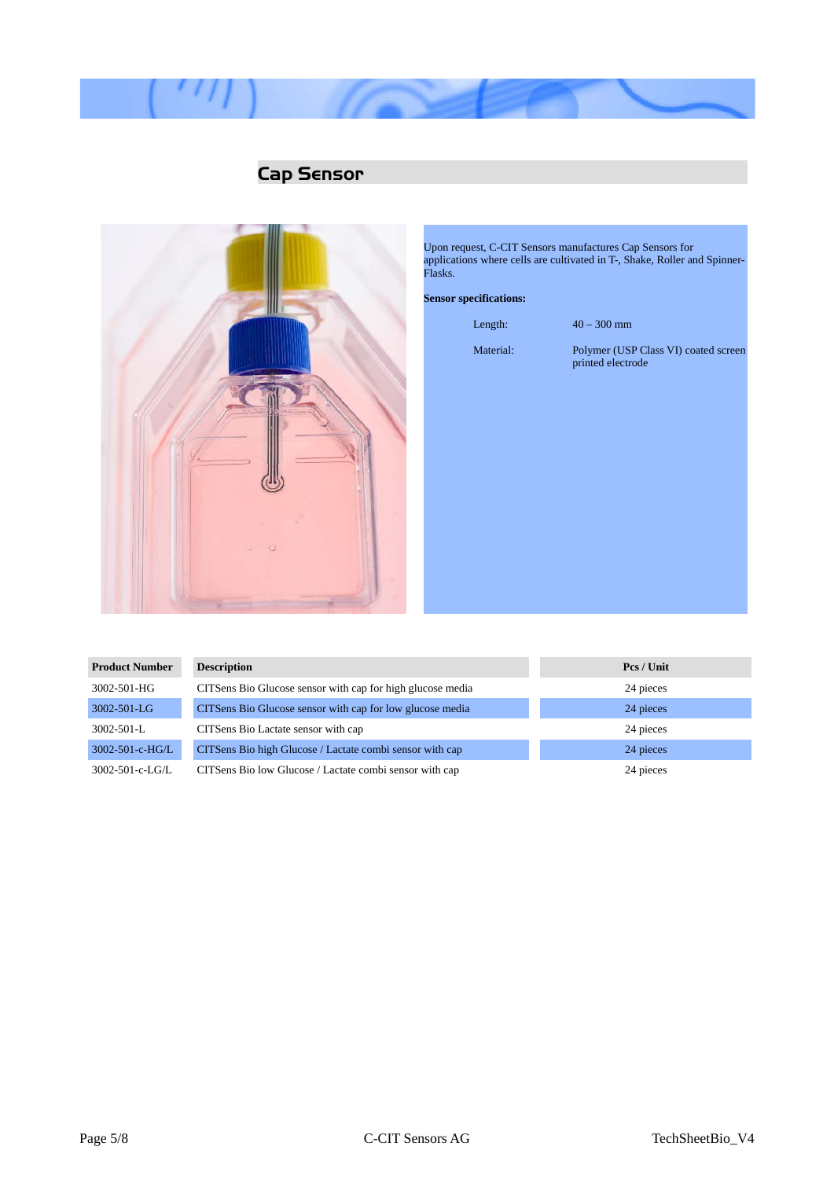# Cap Sensor

Upon request, C-CIT Sensors manufactures Cap Sensors for applications where cells are cultivated in T-, Shake, Roller and Spinner-Flasks.

**Sensor specifications:**

| | |
|---|---|
| Length: | 40 – 300 mm |
| Material: | Polymer (USP Class VI) coated screen printed electrode |

| Product Number | Description | Pcs / Unit |
|---|---|---|
| 3002-501-HG | CITSens Bio Glucose sensor with cap for high glucose media | 24 pieces |
| 3002-501-LG | CITSens Bio Glucose sensor with cap for low glucose media | 24 pieces |
| 3002-501-L | CITSens Bio Lactate sensor with cap | 24 pieces |
| 3002-501-c-HG/L | CITSens Bio high Glucose / Lactate combi sensor with cap | 24 pieces |
| 3002-501-c-LG/L | CITSens Bio low Glucose / Lactate combi sensor with cap | 24 pieces |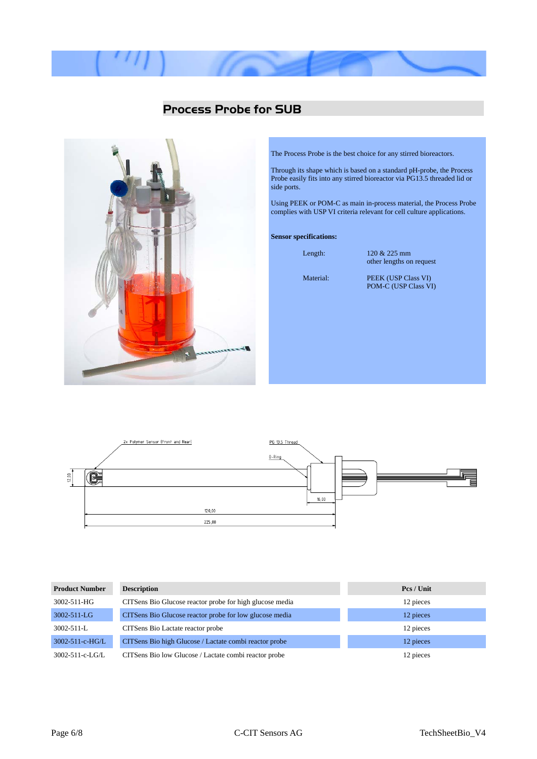# Process Probe for SUB

The Process Probe is the best choice for any stirred bioreactors.

Through its shape which is based on a standard pH-probe, the Process Probe easily fits into any stirred bioreactor via PG13.5 threaded lid or side ports.

Using PEEK or POM-C as main in-process material, the Process Probe complies with USP VI criteria relevant for cell culture applications.

**Sensor specifications:**

| | |
|---|---|
| Length: | 120 & 225 mm<br>other lengths on request |
| Material: | PEEK (USP Class VI)<br>POM-C (USP Class VI) |

2x Polymer Sensor (Front and Rear)

PG 13.5 Thread

O-Ring

12.00

16.00

120,00

225,00

| Product Number | Description | Pcs / Unit |
|---|---|---|
| 3002-511-HG | CITSens Bio Glucose reactor probe for high glucose media | 12 pieces |
| 3002-511-LG | CITSens Bio Glucose reactor probe for low glucose media | 12 pieces |
| 3002-511-L | CITSens Bio Lactate reactor probe | 12 pieces |
| 3002-511-c-HG/L | CITSens Bio high Glucose / Lactate combi reactor probe | 12 pieces |
| 3002-511-c-LG/L | CITSens Bio low Glucose / Lactate combi reactor probe | 12 pieces |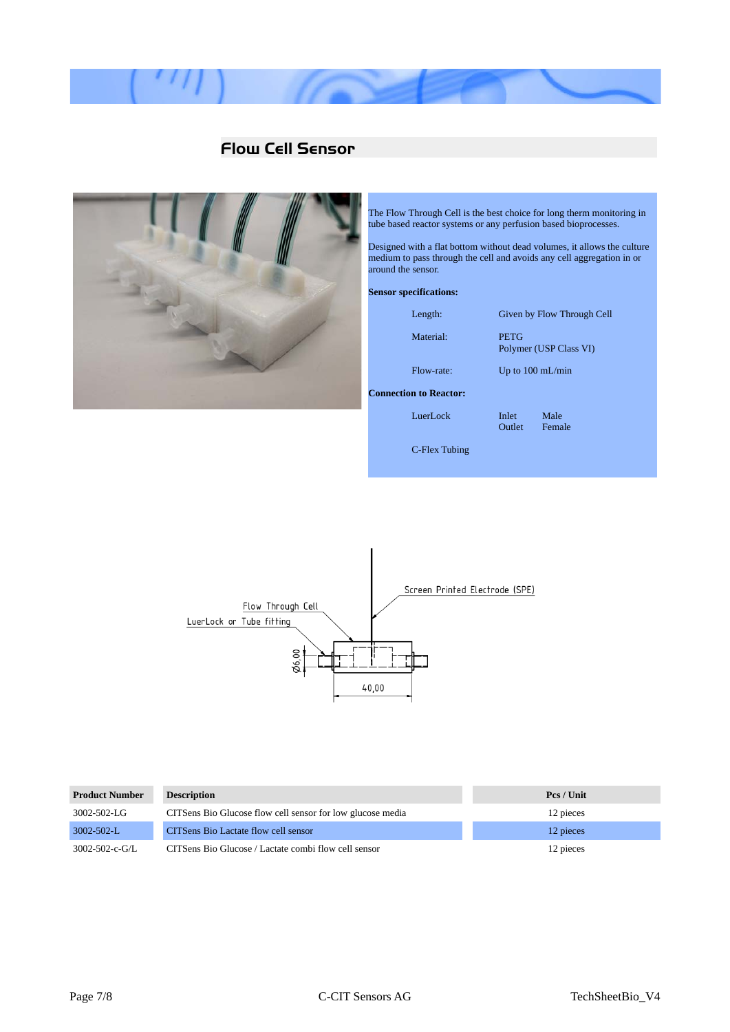# Flow Cell Sensor

The Flow Through Cell is the best choice for long therm monitoring in tube based reactor systems or any perfusion based bioprocesses.

Designed with a flat bottom without dead volumes, it allows the culture medium to pass through the cell and avoids any cell aggregation in or around the sensor.

**Sensor specifications:**

| | |
|---|---|
| Length: | Given by Flow Through Cell |
| Material: | PETG<br>Polymer (USP Class VI) |
| Flow-rate: | Up to 100 mL/min |

**Connection to Reactor:**

| | | |
|---|---|---|
| LuerLock | Inlet<br>Outlet | Male<br>Female |
| C-Flex Tubing | | |

Screen Printed Electrode (SPE)

Flow Through Cell

LuerLock or Tube fitting

Ø6,00

40,00

| Product Number | Description | Pcs / Unit |
|---|---|---|
| 3002-502-LG | CITSens Bio Glucose flow cell sensor for low glucose media | 12 pieces |
| 3002-502-L | CITSens Bio Lactate flow cell sensor | 12 pieces |
| 3002-502-c-G/L | CITSens Bio Glucose / Lactate combi flow cell sensor | 12 pieces |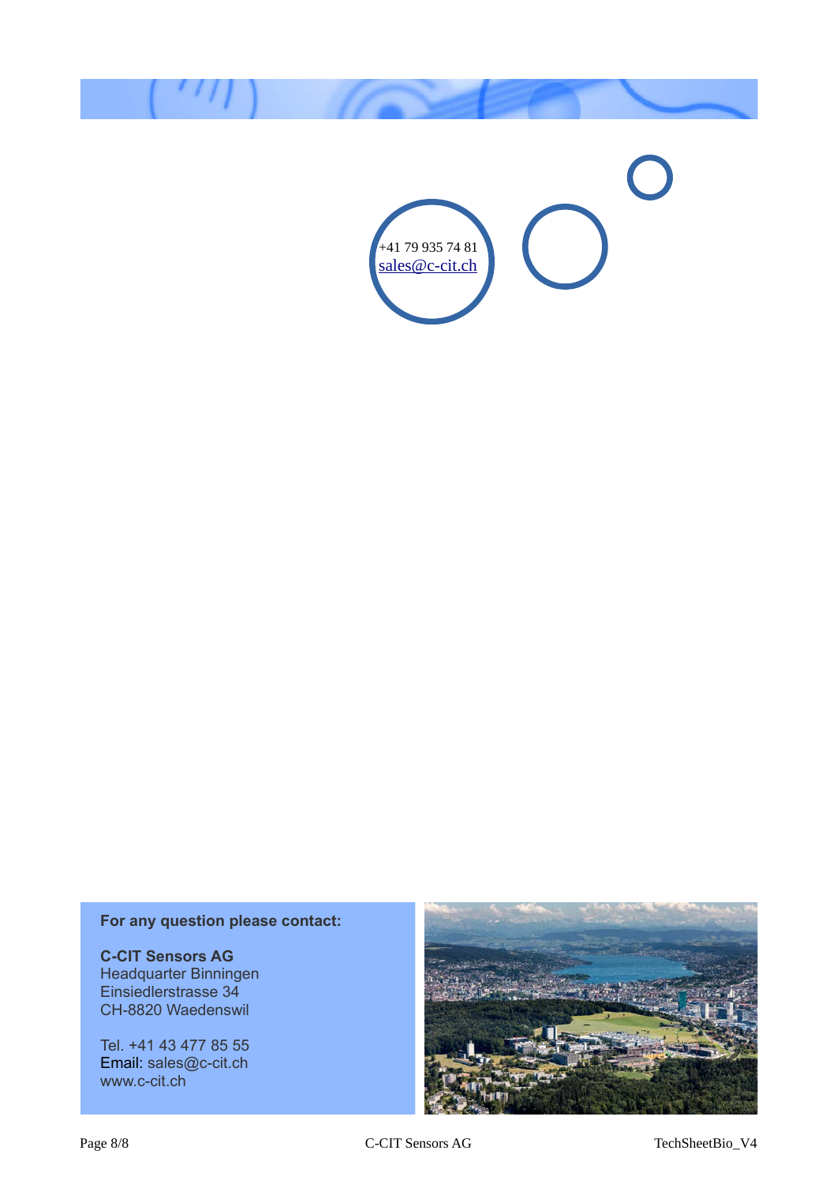+41 79 935 74 81
sales@c-cit.ch

**For any question please contact:**

**C-CIT Sensors AG**
Headquarter Binningen
Einsiedlerstrasse 34
CH-8820 Waedenswil

Tel. +41 43 477 85 55
Email: sales@c-cit.ch
www.c-cit.ch